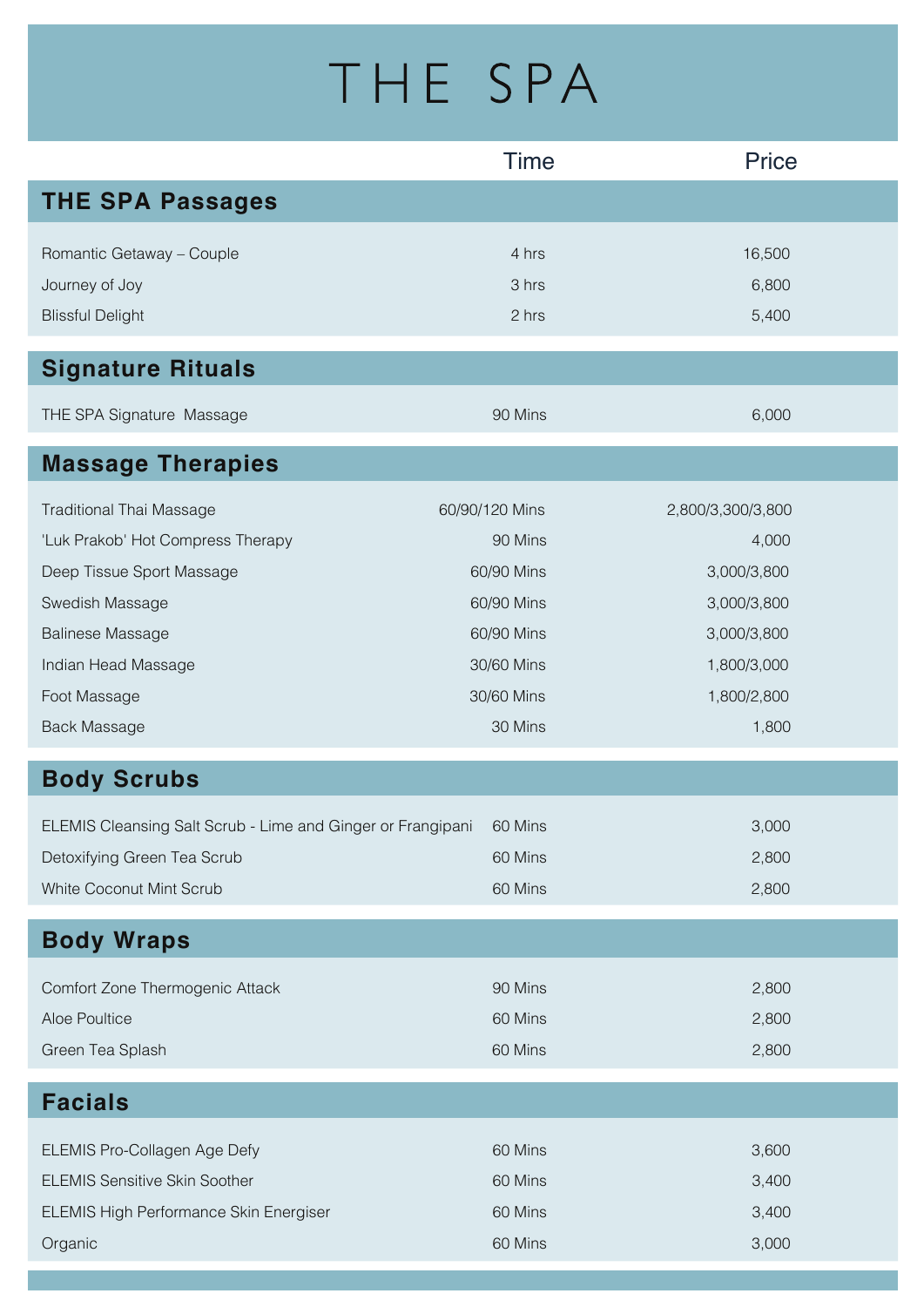# THE SPA

| | Time | Price |
|---|---|---|
| **THE SPA Passages** | | |
| Romantic Getaway – Couple | 4 hrs | 16,500 |
| Journey of Joy | 3 hrs | 6,800 |
| Blissful Delight | 2 hrs | 5,400 |
| **Signature Rituals** | | |
| THE SPA Signature Massage | 90 Mins | 6,000 |
| **Massage Therapies** | | |
| Traditional Thai Massage | 60/90/120 Mins | 2,800/3,300/3,800 |
| 'Luk Prakob' Hot Compress Therapy | 90 Mins | 4,000 |
| Deep Tissue Sport Massage | 60/90 Mins | 3,000/3,800 |
| Swedish Massage | 60/90 Mins | 3,000/3,800 |
| Balinese Massage | 60/90 Mins | 3,000/3,800 |
| Indian Head Massage | 30/60 Mins | 1,800/3,000 |
| Foot Massage | 30/60 Mins | 1,800/2,800 |
| Back Massage | 30 Mins | 1,800 |
| **Body Scrubs** | | |
| ELEMIS Cleansing Salt Scrub - Lime and Ginger or Frangipani | 60 Mins | 3,000 |
| Detoxifying Green Tea Scrub | 60 Mins | 2,800 |
| White Coconut Mint Scrub | 60 Mins | 2,800 |
| **Body Wraps** | | |
| Comfort Zone Thermogenic Attack | 90 Mins | 2,800 |
| Aloe Poultice | 60 Mins | 2,800 |
| Green Tea Splash | 60 Mins | 2,800 |
| **Facials** | | |
| ELEMIS Pro-Collagen Age Defy | 60 Mins | 3,600 |
| ELEMIS Sensitive Skin Soother | 60 Mins | 3,400 |
| ELEMIS High Performance Skin Energiser | 60 Mins | 3,400 |
| Organic | 60 Mins | 3,000 |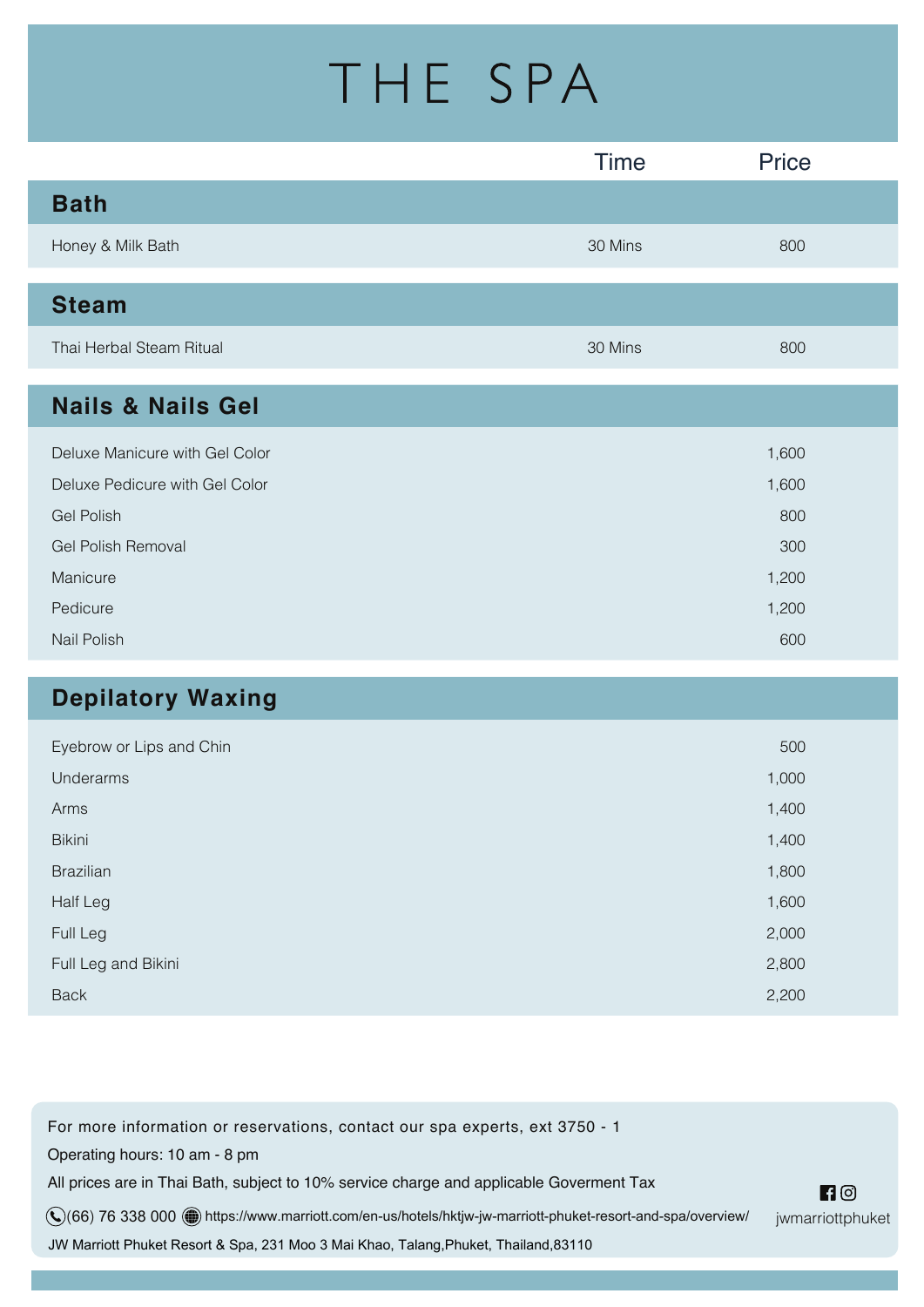# THE SPA

| | Time | Price |
|---|---|---|
| **Bath** | | |
| Honey & Milk Bath | 30 Mins | 800 |
| **Steam** | | |
| Thai Herbal Steam Ritual | 30 Mins | 800 |
| **Nails & Nails Gel** | | |
| Deluxe Manicure with Gel Color | | 1,600 |
| Deluxe Pedicure with Gel Color | | 1,600 |
| Gel Polish | | 800 |
| Gel Polish Removal | | 300 |
| Manicure | | 1,200 |
| Pedicure | | 1,200 |
| Nail Polish | | 600 |
| **Depilatory Waxing** | | |
| Eyebrow or Lips and Chin | | 500 |
| Underarms | | 1,000 |
| Arms | | 1,400 |
| Bikini | | 1,400 |
| Brazilian | | 1,800 |
| Half Leg | | 1,600 |
| Full Leg | | 2,000 |
| Full Leg and Bikini | | 2,800 |
| Back | | 2,200 |

For more information or reservations, contact our spa experts, ext 3750 - 1

Operating hours: 10 am - 8 pm

All prices are in Thai Bath, subject to 10% service charge and applicable Goverment Tax

(66) 76 338 000 https://www.marriott.com/en-us/hotels/hktjw-jw-marriott-phuket-resort-and-spa/overview/

jwmarriottphuket

JW Marriott Phuket Resort & Spa, 231 Moo 3 Mai Khao, Talang,Phuket, Thailand,83110